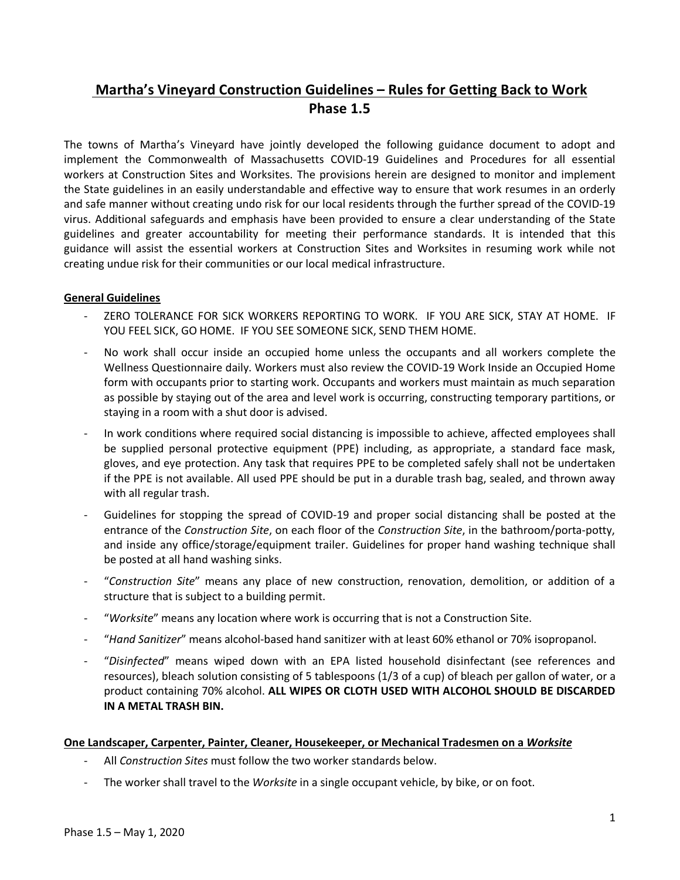# Martha's Vineyard Construction Guidelines – Rules for Getting Back to Work

## Phase 1.5

The towns of Martha's Vineyard have jointly developed the following guidance document to adopt and implement the Commonwealth of Massachusetts COVID-19 Guidelines and Procedures for all essential workers at Construction Sites and Worksites. The provisions herein are designed to monitor and implement the State guidelines in an easily understandable and effective way to ensure that work resumes in an orderly and safe manner without creating undo risk for our local residents through the further spread of the COVID-19 virus. Additional safeguards and emphasis have been provided to ensure a clear understanding of the State guidelines and greater accountability for meeting their performance standards. It is intended that this guidance will assist the essential workers at Construction Sites and Worksites in resuming work while not creating undue risk for their communities or our local medical infrastructure.

### General Guidelines

- ZERO TOLERANCE FOR SICK WORKERS REPORTING TO WORK. IF YOU ARE SICK, STAY AT HOME. IF YOU FEEL SICK, GO HOME. IF YOU SEE SOMEONE SICK, SEND THEM HOME.
- No work shall occur inside an occupied home unless the occupants and all workers complete the Wellness Questionnaire daily. Workers must also review the COVID-19 Work Inside an Occupied Home form with occupants prior to starting work. Occupants and workers must maintain as much separation as possible by staying out of the area and level work is occurring, constructing temporary partitions, or staying in a room with a shut door is advised.
- In work conditions where required social distancing is impossible to achieve, affected employees shall be supplied personal protective equipment (PPE) including, as appropriate, a standard face mask, gloves, and eye protection. Any task that requires PPE to be completed safely shall not be undertaken if the PPE is not available. All used PPE should be put in a durable trash bag, sealed, and thrown away with all regular trash.
- Guidelines for stopping the spread of COVID-19 and proper social distancing shall be posted at the entrance of the *Construction Site*, on each floor of the *Construction Site*, in the bathroom/porta-potty, and inside any office/storage/equipment trailer. Guidelines for proper hand washing technique shall be posted at all hand washing sinks.
- "*Construction Site*" means any place of new construction, renovation, demolition, or addition of a structure that is subject to a building permit.
- "*Worksite*" means any location where work is occurring that is not a Construction Site.
- "*Hand Sanitizer*" means alcohol-based hand sanitizer with at least 60% ethanol or 70% isopropanol.
- "*Disinfected*" means wiped down with an EPA listed household disinfectant (see references and resources), bleach solution consisting of 5 tablespoons (1/3 of a cup) of bleach per gallon of water, or a product containing 70% alcohol. **ALL WIPES OR CLOTH USED WITH ALCOHOL SHOULD BE DISCARDED IN A METAL TRASH BIN.**

### One Landscaper, Carpenter, Painter, Cleaner, Housekeeper, or Mechanical Tradesmen on a *Worksite*

- All *Construction Sites* must follow the two worker standards below.
- The worker shall travel to the *Worksite* in a single occupant vehicle, by bike, or on foot.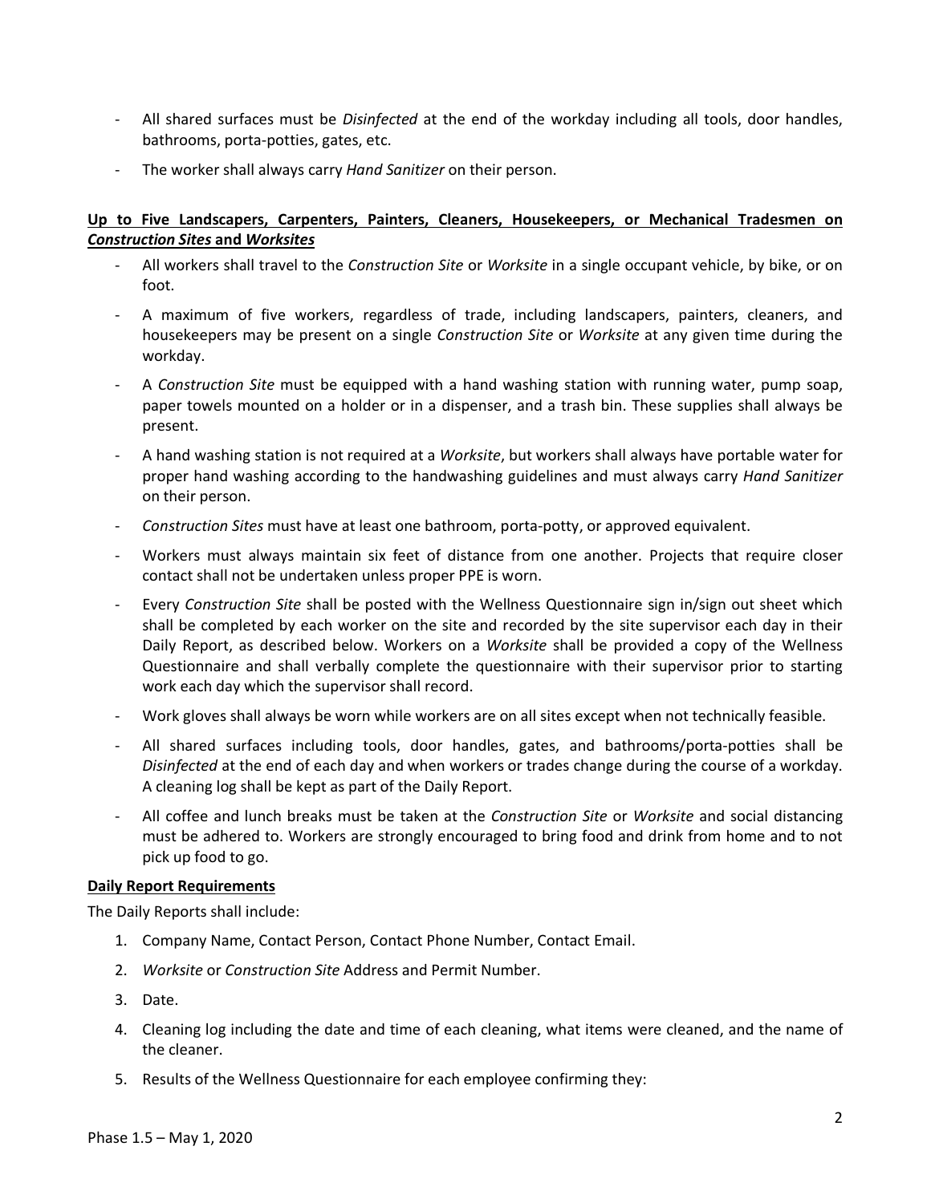- All shared surfaces must be *Disinfected* at the end of the workday including all tools, door handles, bathrooms, porta-potties, gates, etc.
- The worker shall always carry *Hand Sanitizer* on their person.

**Up to Five Landscapers, Carpenters, Painters, Cleaners, Housekeepers, or Mechanical Tradesmen on *Construction Sites* and *Worksites***

- All workers shall travel to the *Construction Site* or *Worksite* in a single occupant vehicle, by bike, or on foot.
- A maximum of five workers, regardless of trade, including landscapers, painters, cleaners, and housekeepers may be present on a single *Construction Site* or *Worksite* at any given time during the workday.
- A *Construction Site* must be equipped with a hand washing station with running water, pump soap, paper towels mounted on a holder or in a dispenser, and a trash bin. These supplies shall always be present.
- A hand washing station is not required at a *Worksite*, but workers shall always have portable water for proper hand washing according to the handwashing guidelines and must always carry *Hand Sanitizer* on their person.
- *Construction Sites* must have at least one bathroom, porta-potty, or approved equivalent.
- Workers must always maintain six feet of distance from one another. Projects that require closer contact shall not be undertaken unless proper PPE is worn.
- Every *Construction Site* shall be posted with the Wellness Questionnaire sign in/sign out sheet which shall be completed by each worker on the site and recorded by the site supervisor each day in their Daily Report, as described below. Workers on a *Worksite* shall be provided a copy of the Wellness Questionnaire and shall verbally complete the questionnaire with their supervisor prior to starting work each day which the supervisor shall record.
- Work gloves shall always be worn while workers are on all sites except when not technically feasible.
- All shared surfaces including tools, door handles, gates, and bathrooms/porta-potties shall be *Disinfected* at the end of each day and when workers or trades change during the course of a workday. A cleaning log shall be kept as part of the Daily Report.
- All coffee and lunch breaks must be taken at the *Construction Site* or *Worksite* and social distancing must be adhered to. Workers are strongly encouraged to bring food and drink from home and to not pick up food to go.

**Daily Report Requirements**

The Daily Reports shall include:

1. Company Name, Contact Person, Contact Phone Number, Contact Email.
2. *Worksite* or *Construction Site* Address and Permit Number.
3. Date.
4. Cleaning log including the date and time of each cleaning, what items were cleaned, and the name of the cleaner.
5. Results of the Wellness Questionnaire for each employee confirming they: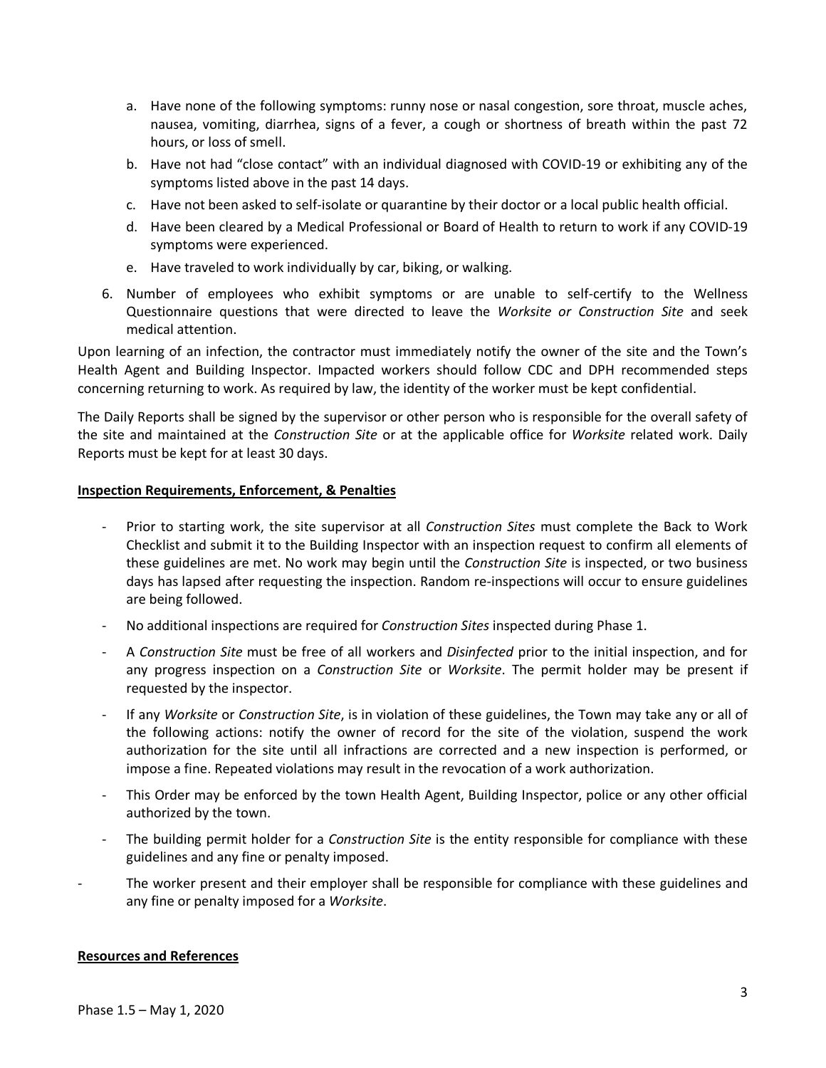a. Have none of the following symptoms: runny nose or nasal congestion, sore throat, muscle aches, nausea, vomiting, diarrhea, signs of a fever, a cough or shortness of breath within the past 72 hours, or loss of smell.
   b. Have not had "close contact" with an individual diagnosed with COVID-19 or exhibiting any of the symptoms listed above in the past 14 days.
   c. Have not been asked to self-isolate or quarantine by their doctor or a local public health official.
   d. Have been cleared by a Medical Professional or Board of Health to return to work if any COVID-19 symptoms were experienced.
   e. Have traveled to work individually by car, biking, or walking.

6. Number of employees who exhibit symptoms or are unable to self-certify to the Wellness Questionnaire questions that were directed to leave the *Worksite or Construction Site* and seek medical attention.

Upon learning of an infection, the contractor must immediately notify the owner of the site and the Town's Health Agent and Building Inspector. Impacted workers should follow CDC and DPH recommended steps concerning returning to work. As required by law, the identity of the worker must be kept confidential.

The Daily Reports shall be signed by the supervisor or other person who is responsible for the overall safety of the site and maintained at the *Construction Site* or at the applicable office for *Worksite* related work. Daily Reports must be kept for at least 30 days.

**Inspection Requirements, Enforcement, & Penalties**

- Prior to starting work, the site supervisor at all *Construction Sites* must complete the Back to Work Checklist and submit it to the Building Inspector with an inspection request to confirm all elements of these guidelines are met. No work may begin until the *Construction Site* is inspected, or two business days has lapsed after requesting the inspection. Random re-inspections will occur to ensure guidelines are being followed.
- No additional inspections are required for *Construction Sites* inspected during Phase 1.
- A *Construction Site* must be free of all workers and *Disinfected* prior to the initial inspection, and for any progress inspection on a *Construction Site* or *Worksite*. The permit holder may be present if requested by the inspector.
- If any *Worksite* or *Construction Site*, is in violation of these guidelines, the Town may take any or all of the following actions: notify the owner of record for the site of the violation, suspend the work authorization for the site until all infractions are corrected and a new inspection is performed, or impose a fine. Repeated violations may result in the revocation of a work authorization.
- This Order may be enforced by the town Health Agent, Building Inspector, police or any other official authorized by the town.
- The building permit holder for a *Construction Site* is the entity responsible for compliance with these guidelines and any fine or penalty imposed.
- The worker present and their employer shall be responsible for compliance with these guidelines and any fine or penalty imposed for a *Worksite*.

**Resources and References**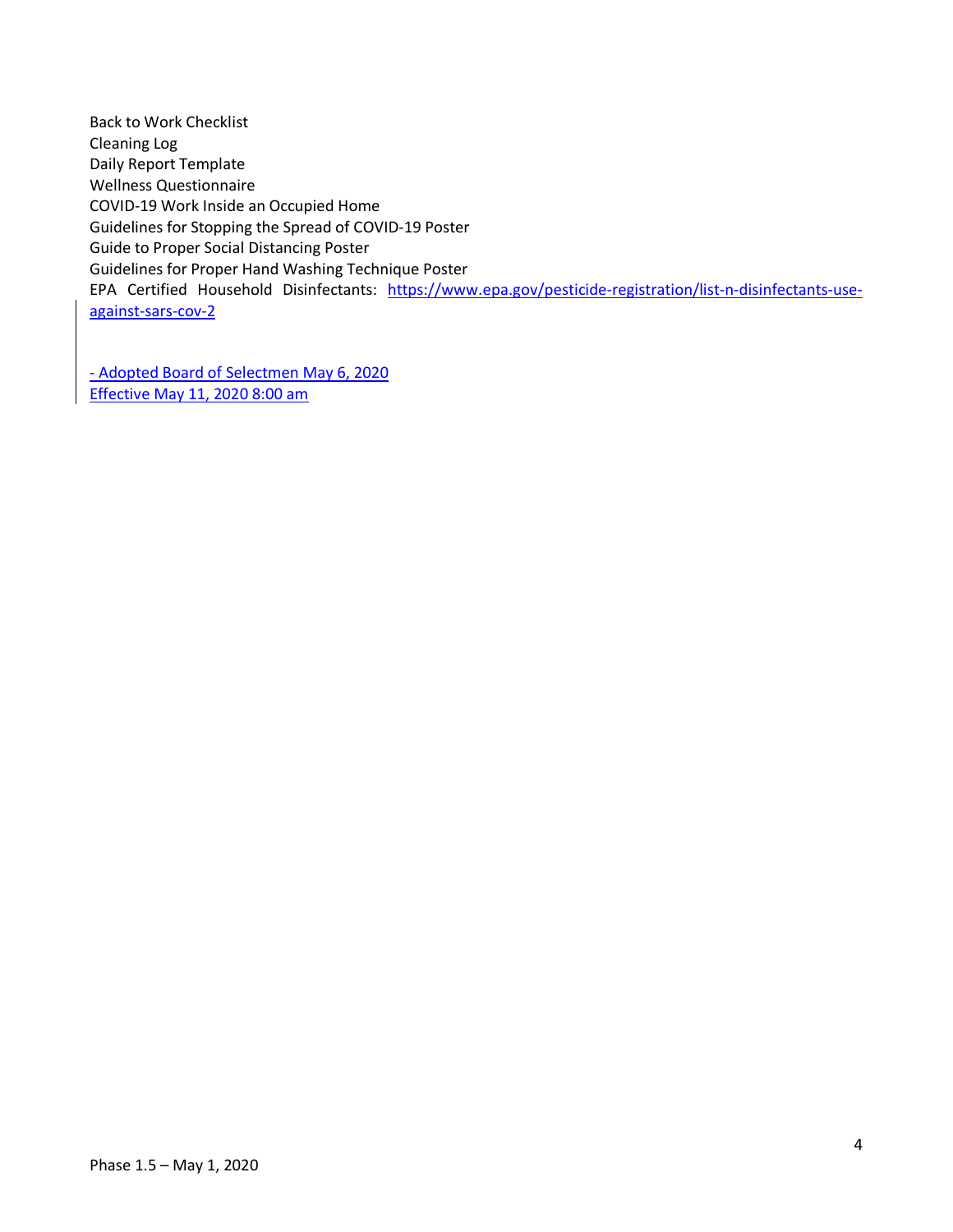Back to Work Checklist
Cleaning Log
Daily Report Template
Wellness Questionnaire
COVID-19 Work Inside an Occupied Home
Guidelines for Stopping the Spread of COVID-19 Poster
Guide to Proper Social Distancing Poster
Guidelines for Proper Hand Washing Technique Poster
EPA Certified Household Disinfectants: https://www.epa.gov/pesticide-registration/list-n-disinfectants-use-against-sars-cov-2

- Adopted Board of Selectmen May 6, 2020
Effective May 11, 2020 8:00 am

Phase 1.5 – May 1, 2020